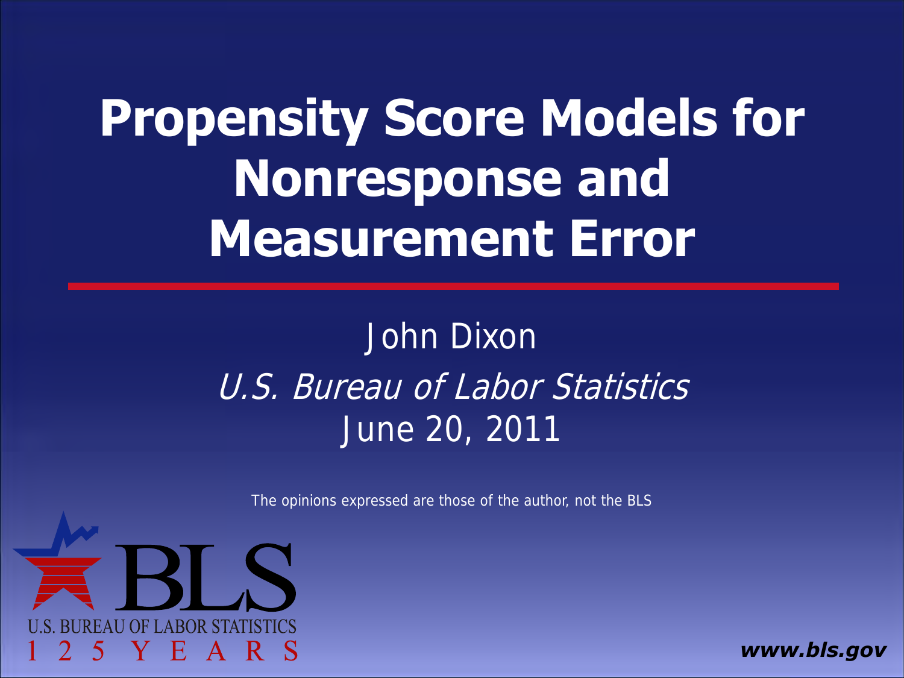# Propensity Score Models for Nonresponse and Measurement Error

John Dixon

*U.S. Bureau of Labor Statistics*

June 20, 2011

The opinions expressed are those of the author, not the BLS

BLS

U.S. BUREAU OF LABOR STATISTICS

1 2 5 YEARS

***www.bls.gov***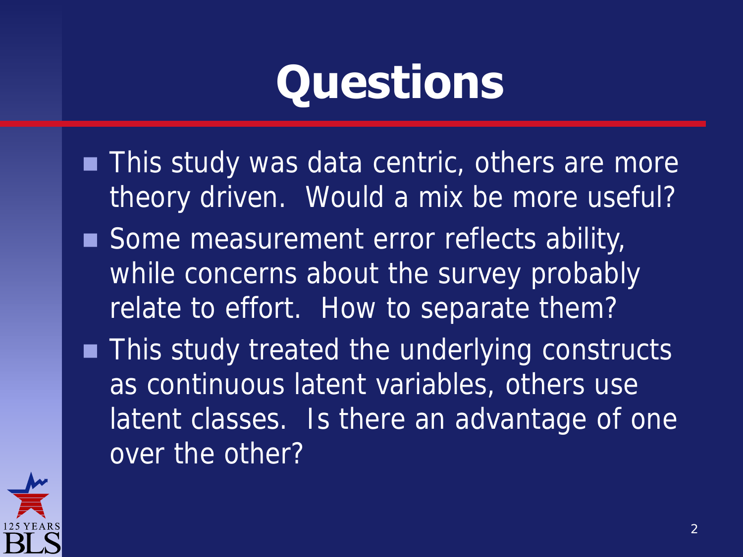# Questions

- This study was data centric, others are more theory driven.  Would a mix be more useful?
- Some measurement error reflects ability, while concerns about the survey probably relate to effort.  How to separate them?
- This study treated the underlying constructs as continuous latent variables, others use latent classes.  Is there an advantage of one over the other?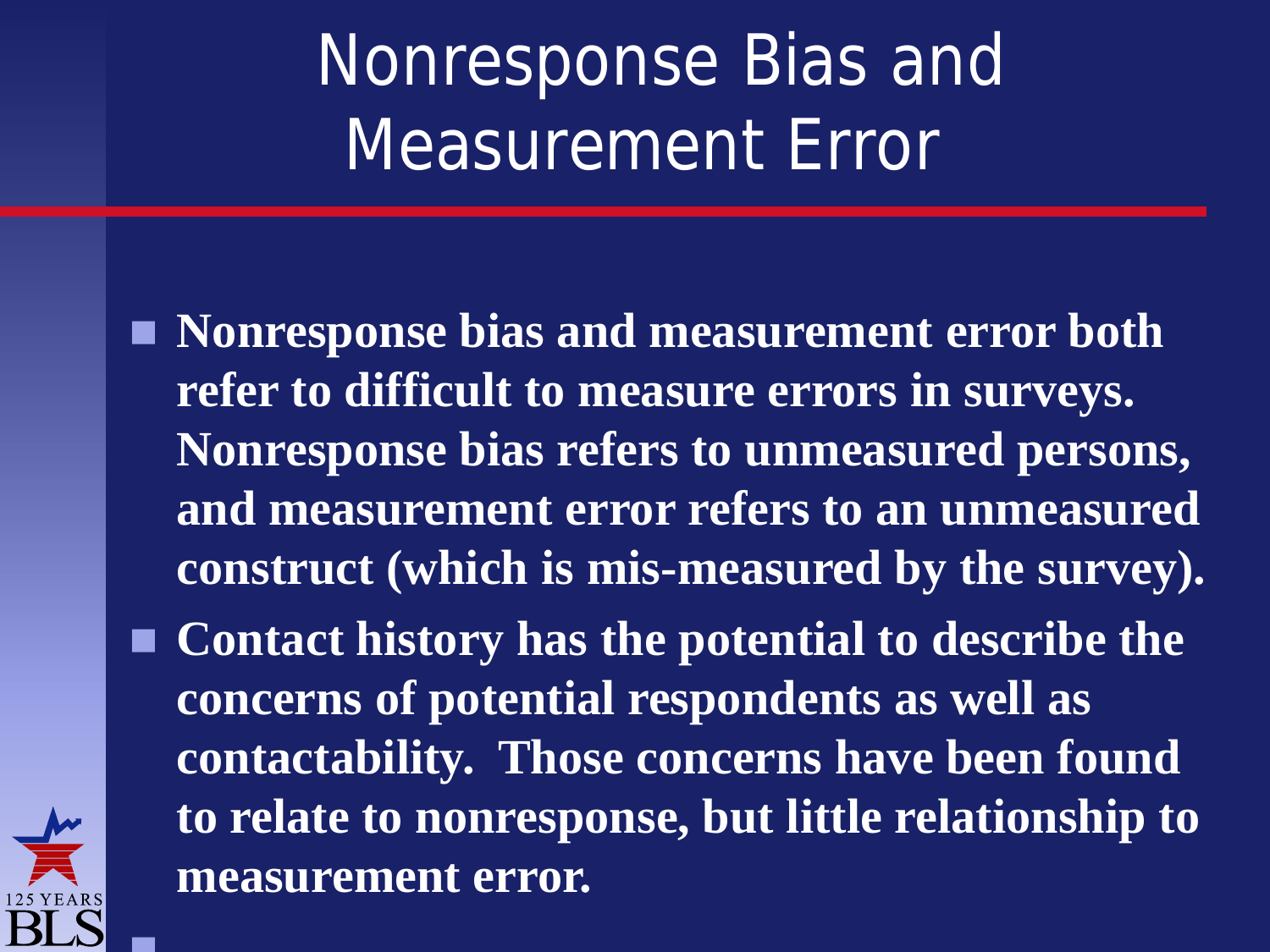# Nonresponse Bias and Measurement Error

- **Nonresponse bias and measurement error both refer to difficult to measure errors in surveys. Nonresponse bias refers to unmeasured persons, and measurement error refers to an unmeasured construct (which is mis-measured by the survey).**
- **Contact history has the potential to describe the concerns of potential respondents as well as contactability. Those concerns have been found to relate to nonresponse, but little relationship to measurement error.**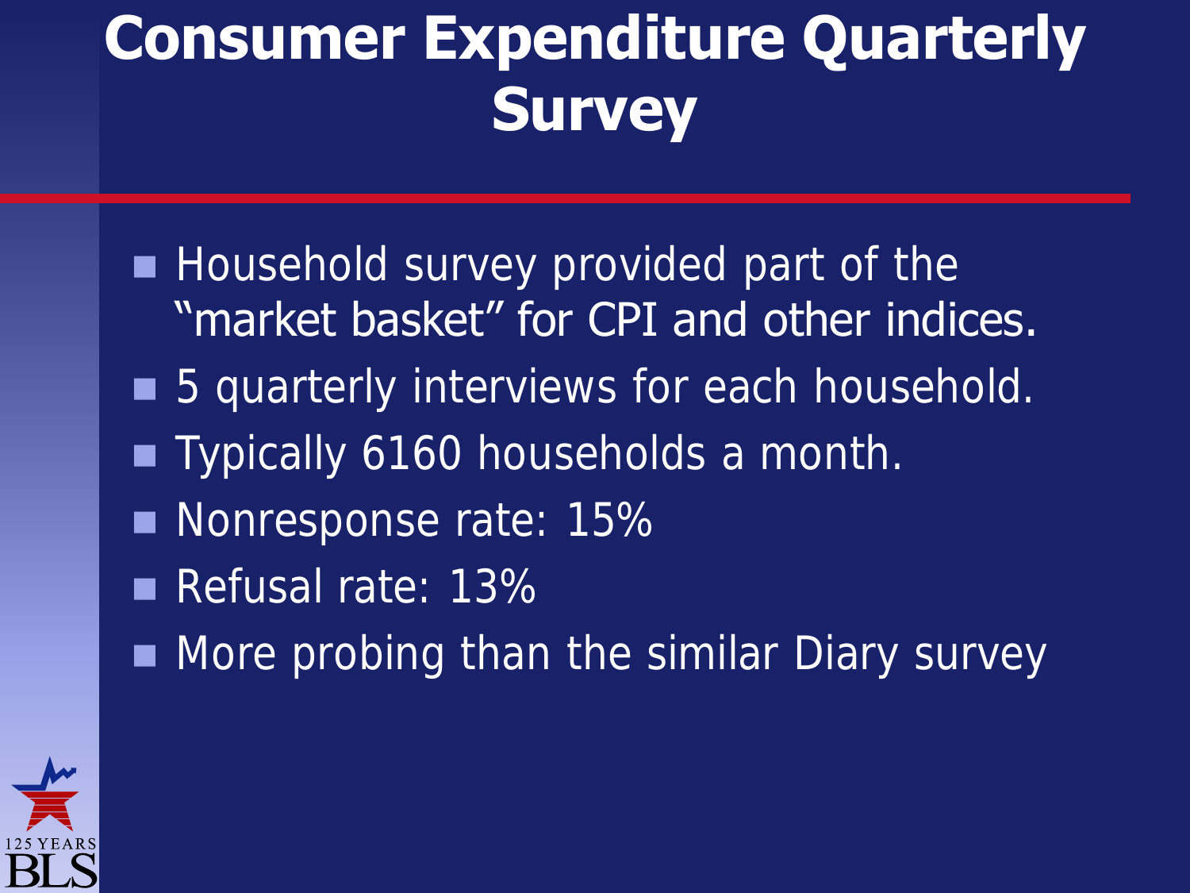# Consumer Expenditure Quarterly Survey

- Household survey provided part of the “market basket” for CPI and other indices.
- 5 quarterly interviews for each household.
- Typically 6160 households a month.
- Nonresponse rate: 15%
- Refusal rate: 13%
- More probing than the similar Diary survey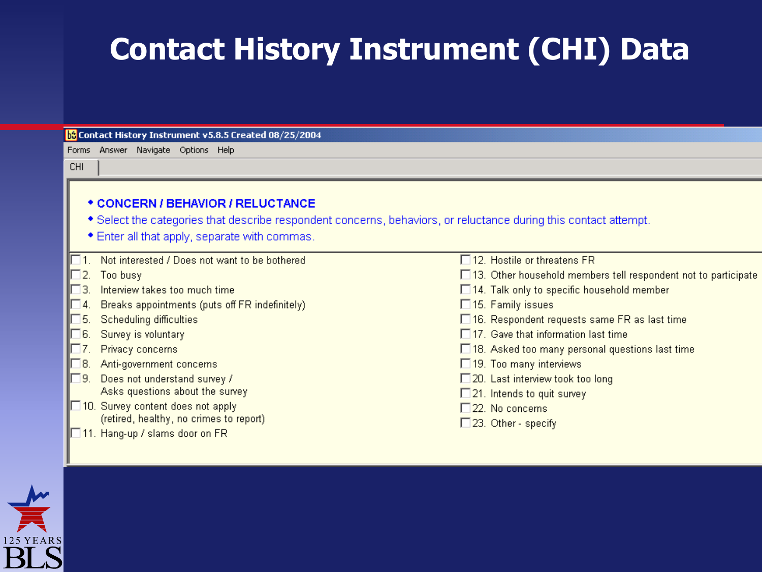# Contact History Instrument (CHI) Data

Contact History Instrument v5.8.5 Created 08/25/2004

Forms Answer Navigate Options Help

CHI

- **CONCERN / BEHAVIOR / RELUCTANCE**
- Select the categories that describe respondent concerns, behaviors, or reluctance during this contact attempt.
- Enter all that apply, separate with commas.

- [ ] 1. Not interested / Does not want to be bothered
- [ ] 2. Too busy
- [ ] 3. Interview takes too much time
- [ ] 4. Breaks appointments (puts off FR indefinitely)
- [ ] 5. Scheduling difficulties
- [ ] 6. Survey is voluntary
- [ ] 7. Privacy concerns
- [ ] 8. Anti-government concerns
- [ ] 9. Does not understand survey / Asks questions about the survey
- [ ] 10. Survey content does not apply (retired, healthy, no crimes to report)
- [ ] 11. Hang-up / slams door on FR
- [ ] 12. Hostile or threatens FR
- [ ] 13. Other household members tell respondent not to participate
- [ ] 14. Talk only to specific household member
- [ ] 15. Family issues
- [ ] 16. Respondent requests same FR as last time
- [ ] 17. Gave that information last time
- [ ] 18. Asked too many personal questions last time
- [ ] 19. Too many interviews
- [ ] 20. Last interview took too long
- [ ] 21. Intends to quit survey
- [ ] 22. No concerns
- [ ] 23. Other - specify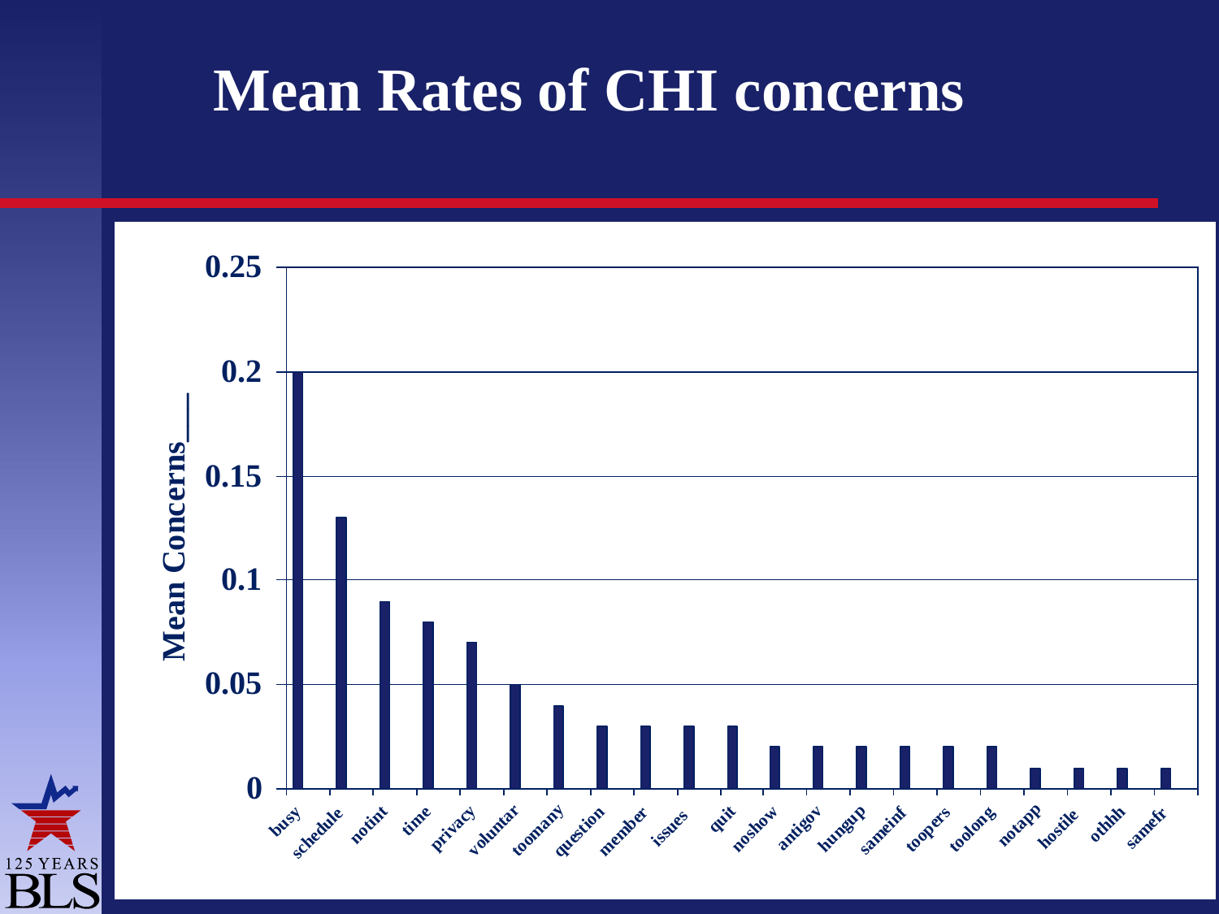# Mean Rates of CHI concerns

| Concern | Mean Concerns |
|---|---|
| busy | 0.2 |
| schedule | 0.13 |
| notint | 0.09 |
| time | 0.08 |
| privacy | 0.07 |
| voluntar | 0.05 |
| toomany | 0.04 |
| question | 0.03 |
| member | 0.03 |
| issues | 0.03 |
| quit | 0.03 |
| noshow | 0.02 |
| antigov | 0.02 |
| hungup | 0.02 |
| sameinf | 0.02 |
| toopers | 0.02 |
| toolong | 0.02 |
| notapp | 0.01 |
| hostile | 0.01 |
| othhh | 0.01 |
| samefr | 0.01 |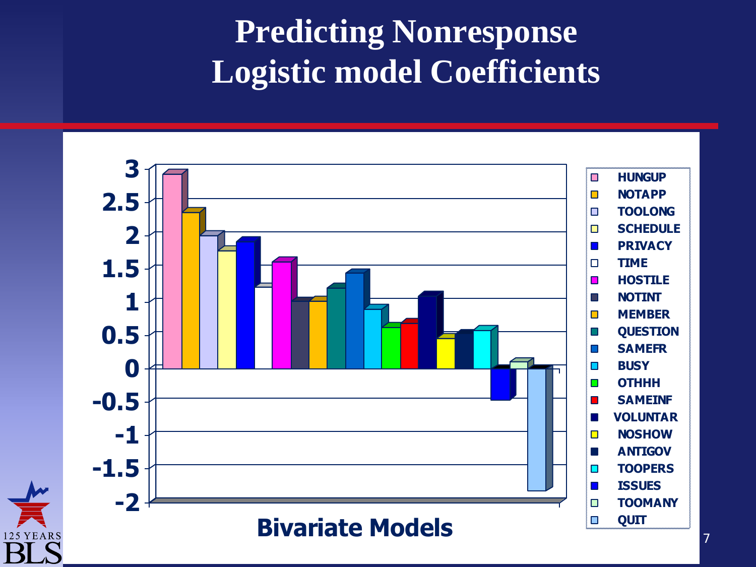# Predicting Nonresponse Logistic model Coefficients

Bivariate Models

Y-axis: 3, 2.5, 2, 1.5, 1, 0.5, 0, -0.5, -1, -1.5, -2

Legend:

- HUNGUP
- NOTAPP
- TOOLONG
- SCHEDULE
- PRIVACY
- TIME
- HOSTILE
- NOTINT
- MEMBER
- QUESTION
- SAMEFR
- BUSY
- OTHHH
- SAMEINF
- VOLUNTAR
- NOSHOW
- ANTIGOV
- TOOPERS
- ISSUES
- TOOMANY
- QUIT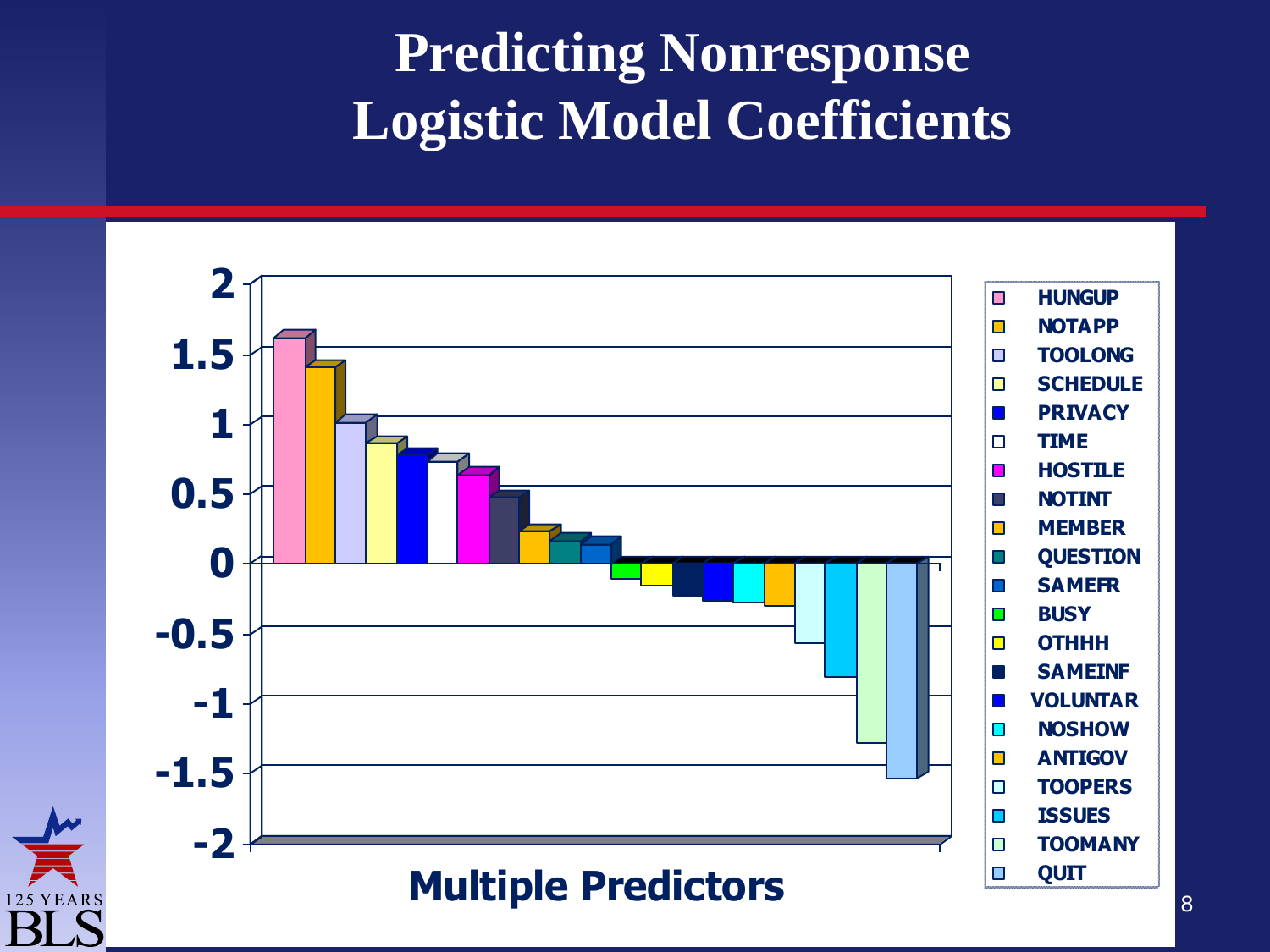# Predicting Nonresponse
# Logistic Model Coefficients

Multiple Predictors

Legend: HUNGUP, NOTAPP, TOOLONG, SCHEDULE, PRIVACY, TIME, HOSTILE, NOTINT, MEMBER, QUESTION, SAMEFR, BUSY, OTHHH, SAMEINF, VOLUNTAR, NOSHOW, ANTIGOV, TOOPERS, ISSUES, TOOMANY, QUIT

Y-axis: -2 to 2 (increments of 0.5)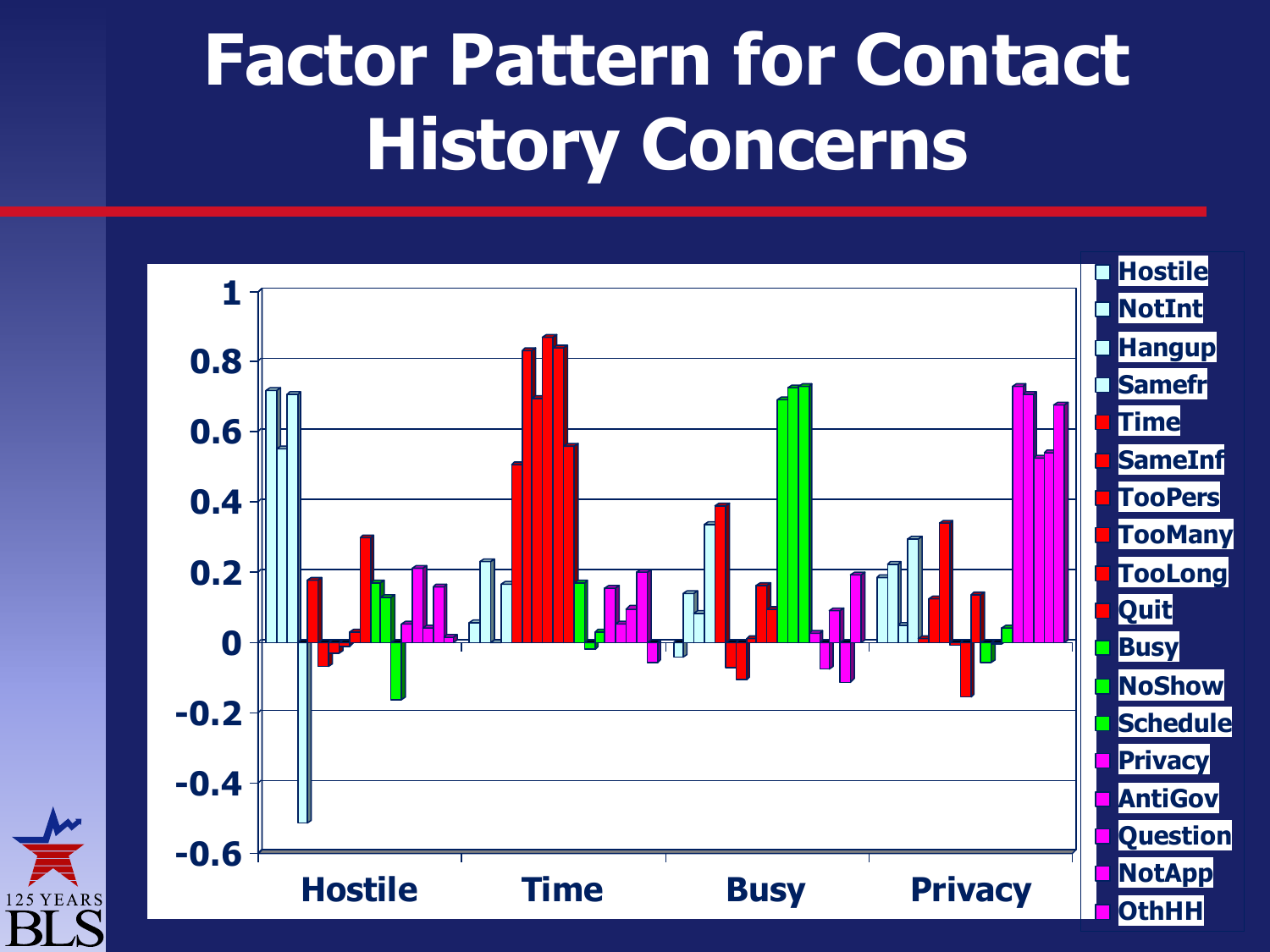# Factor Pattern for Contact History Concerns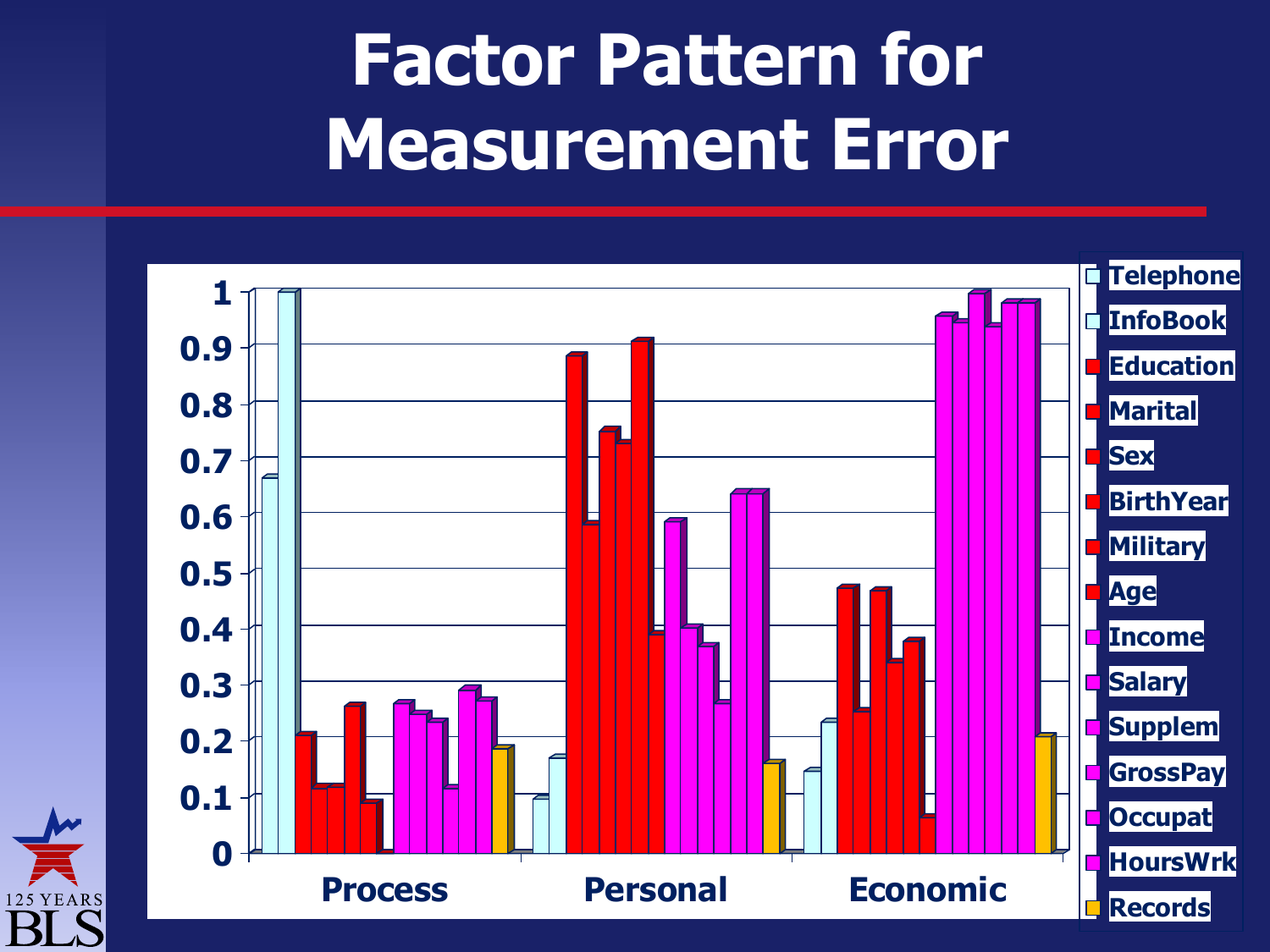# Factor Pattern for Measurement Error

| | Telephone | InfoBook | Education | Marital | Sex | BirthYear | Military | Age | Income | Salary | Supplem | GrossPay | Occupat | HoursWrk | Records |
|---|---|---|---|---|---|---|---|---|---|---|---|---|---|---|---|
| Process | 0.67 | 1.00 | 0.21 | 0.12 | 0.12 | 0.26 | 0.09 | 0.00 | 0.27 | 0.25 | 0.23 | 0.12 | 0.29 | 0.27 | 0.19 |
| Personal | 0.10 | 0.17 | 0.88 | 0.59 | 0.75 | 0.73 | 0.91 | 0.39 | 0.59 | 0.40 | 0.37 | 0.27 | 0.64 | 0.64 | 0.16 |
| Economic | 0.15 | 0.23 | 0.47 | 0.25 | 0.47 | 0.34 | 0.38 | 0.06 | 0.95 | 0.94 | 1.00 | 0.94 | 0.98 | 0.98 | 0.21 |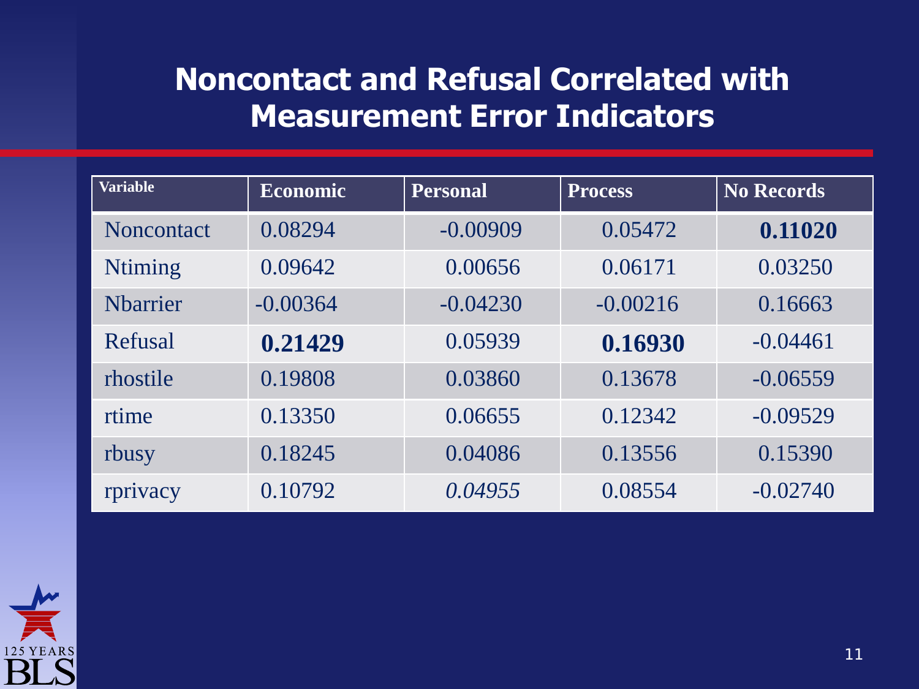# Noncontact and Refusal Correlated with Measurement Error Indicators

| Variable | Economic | Personal | Process | No Records |
|---|---|---|---|---|
| Noncontact | 0.08294 | -0.00909 | 0.05472 | **0.11020** |
| Ntiming | 0.09642 | 0.00656 | 0.06171 | 0.03250 |
| Nbarrier | -0.00364 | -0.04230 | -0.00216 | 0.16663 |
| Refusal | **0.21429** | 0.05939 | **0.16930** | -0.04461 |
| rhostile | 0.19808 | 0.03860 | 0.13678 | -0.06559 |
| rtime | 0.13350 | 0.06655 | 0.12342 | -0.09529 |
| rbusy | 0.18245 | 0.04086 | 0.13556 | 0.15390 |
| rprivacy | 0.10792 | *0.04955* | 0.08554 | -0.02740 |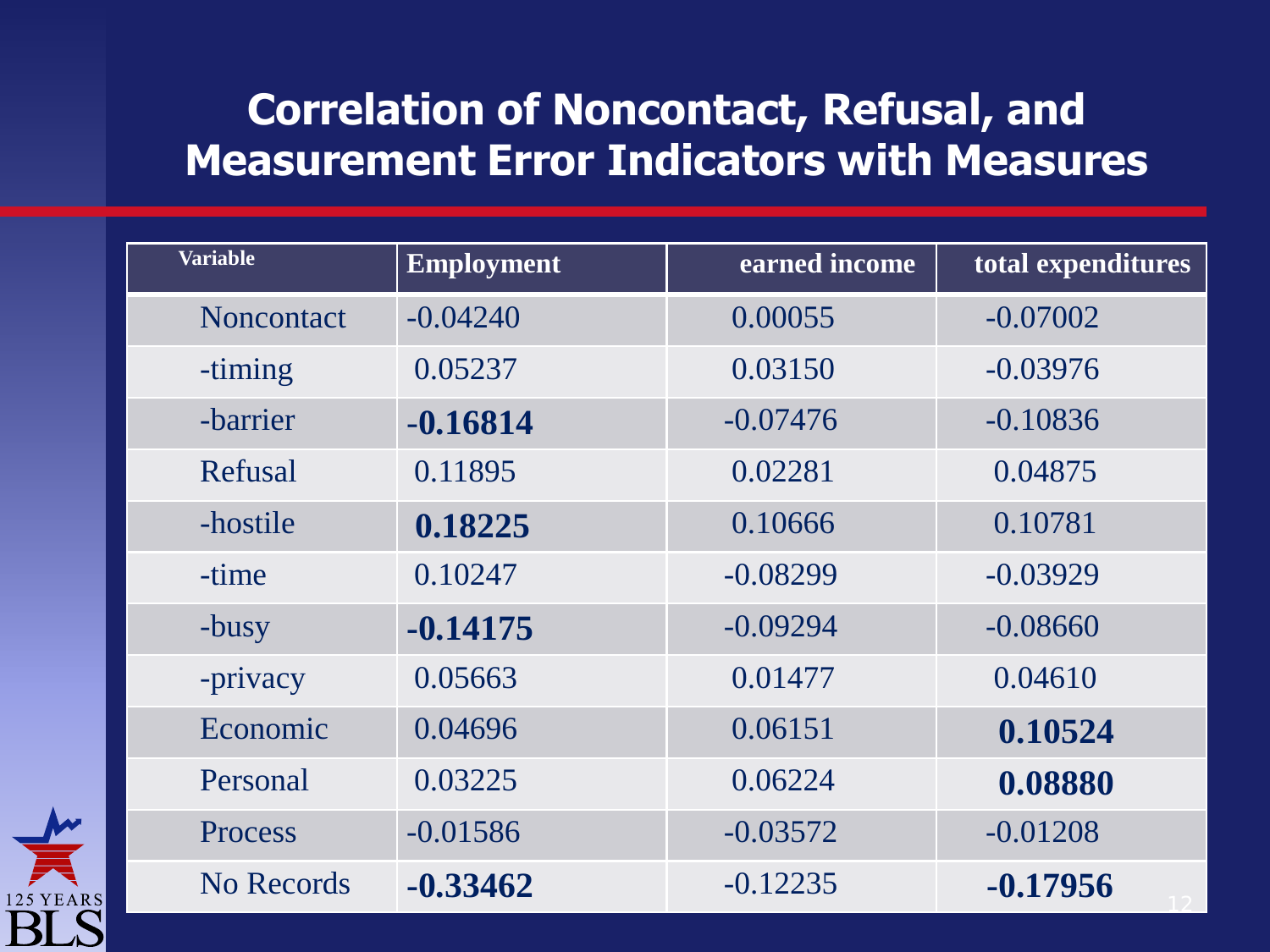# Correlation of Noncontact, Refusal, and Measurement Error Indicators with Measures

| Variable | Employment | earned income | total expenditures |
| --- | --- | --- | --- |
| Noncontact | -0.04240 | 0.00055 | -0.07002 |
| -timing | 0.05237 | 0.03150 | -0.03976 |
| -barrier | **-0.16814** | -0.07476 | -0.10836 |
| Refusal | 0.11895 | 0.02281 | 0.04875 |
| -hostile | **0.18225** | 0.10666 | 0.10781 |
| -time | 0.10247 | -0.08299 | -0.03929 |
| -busy | **-0.14175** | -0.09294 | -0.08660 |
| -privacy | 0.05663 | 0.01477 | 0.04610 |
| Economic | 0.04696 | 0.06151 | **0.10524** |
| Personal | 0.03225 | 0.06224 | **0.08880** |
| Process | -0.01586 | -0.03572 | -0.01208 |
| No Records | **-0.33462** | -0.12235 | **-0.17956** |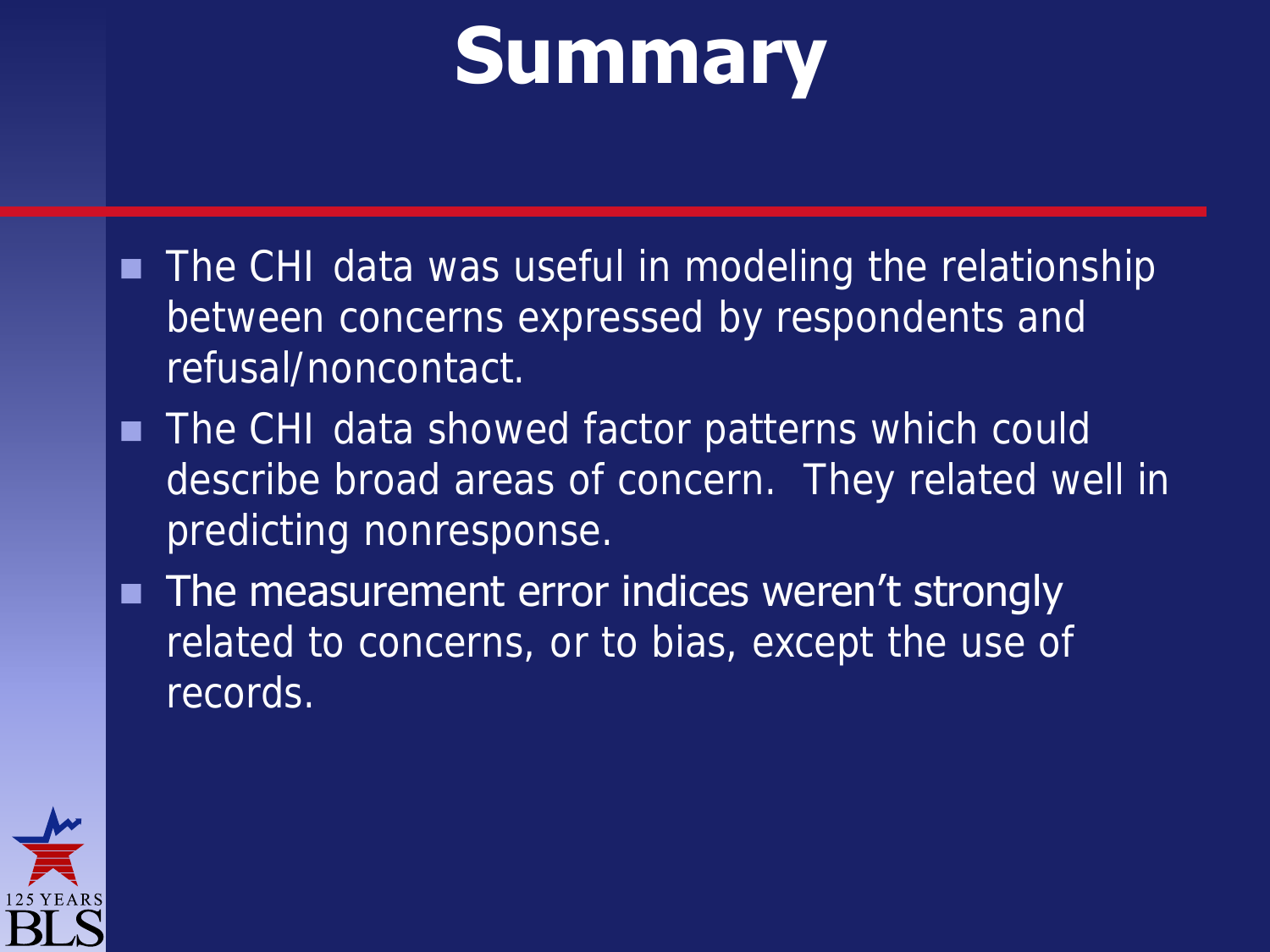# Summary

- The CHI data was useful in modeling the relationship between concerns expressed by respondents and refusal/noncontact.
- The CHI data showed factor patterns which could describe broad areas of concern. They related well in predicting nonresponse.
- The measurement error indices weren't strongly related to concerns, or to bias, except the use of records.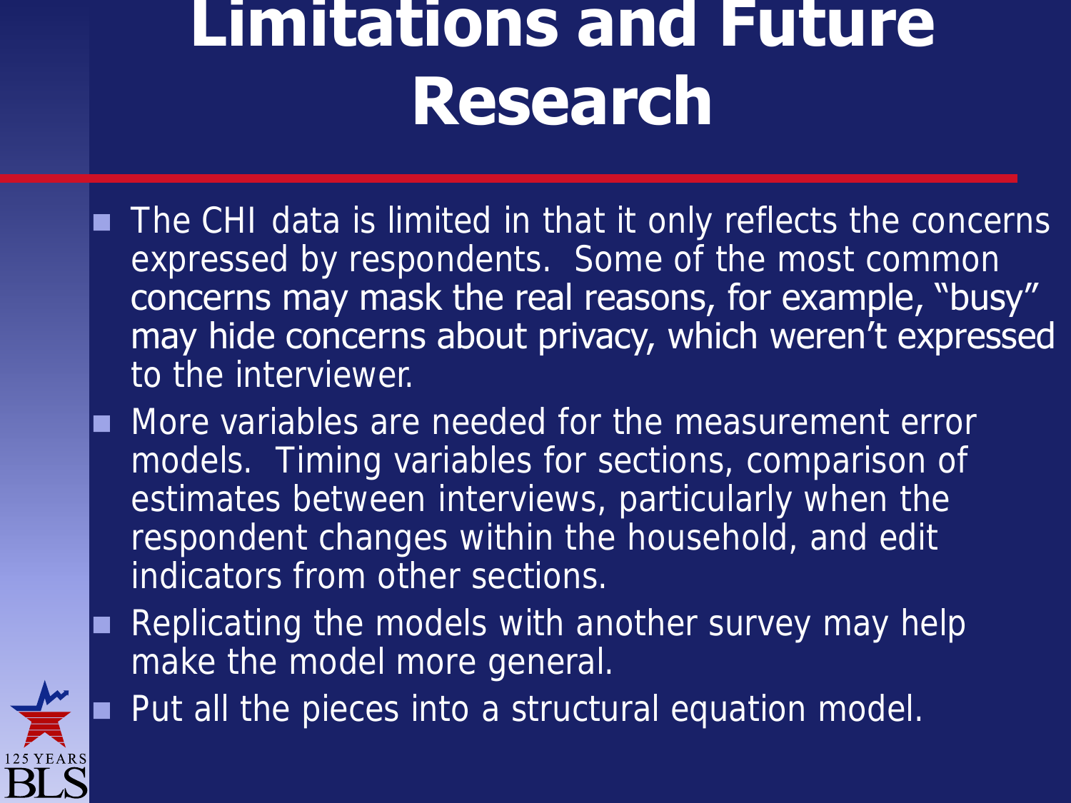# Limitations and Future Research

- The CHI data is limited in that it only reflects the concerns expressed by respondents. Some of the most common concerns may mask the real reasons, for example, "busy" may hide concerns about privacy, which weren't expressed to the interviewer.
- More variables are needed for the measurement error models. Timing variables for sections, comparison of estimates between interviews, particularly when the respondent changes within the household, and edit indicators from other sections.
- Replicating the models with another survey may help make the model more general.
- Put all the pieces into a structural equation model.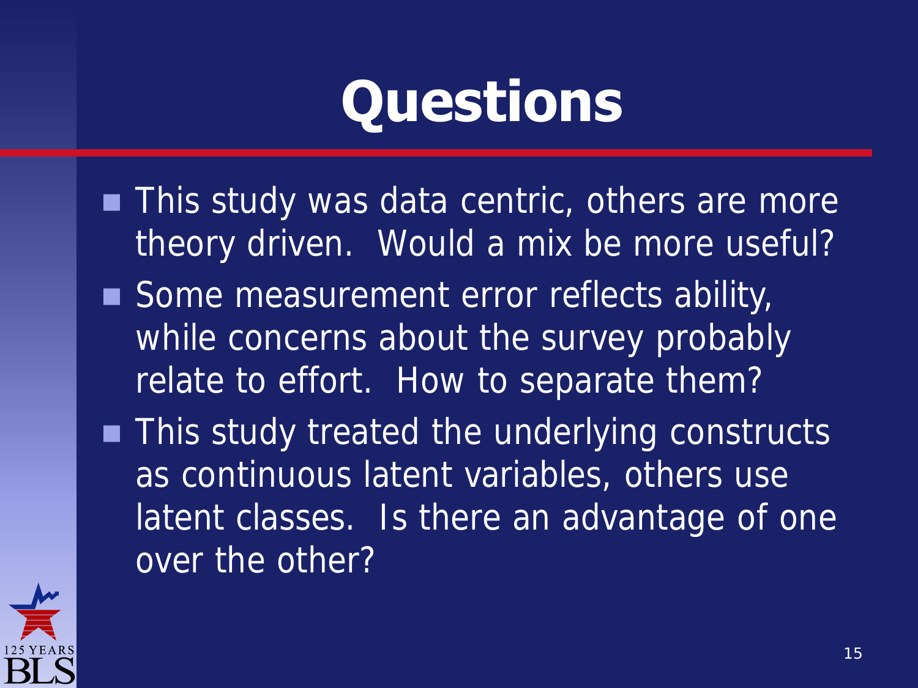# Questions

- This study was data centric, others are more theory driven. Would a mix be more useful?
- Some measurement error reflects ability, while concerns about the survey probably relate to effort. How to separate them?
- This study treated the underlying constructs as continuous latent variables, others use latent classes. Is there an advantage of one over the other?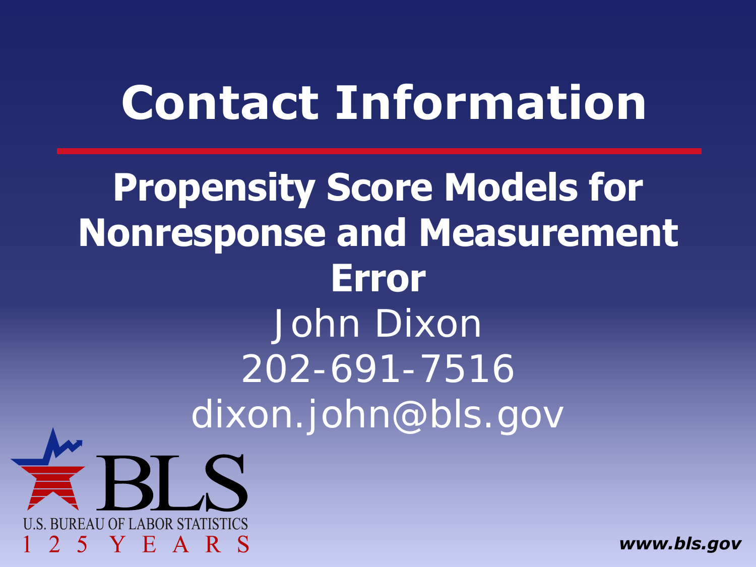# Contact Information

**Propensity Score Models for Nonresponse and Measurement Error**

John Dixon

202-691-7516

dixon.john@bls.gov

U.S. BUREAU OF LABOR STATISTICS

1 2 5 Y E A R S

***www.bls.gov***